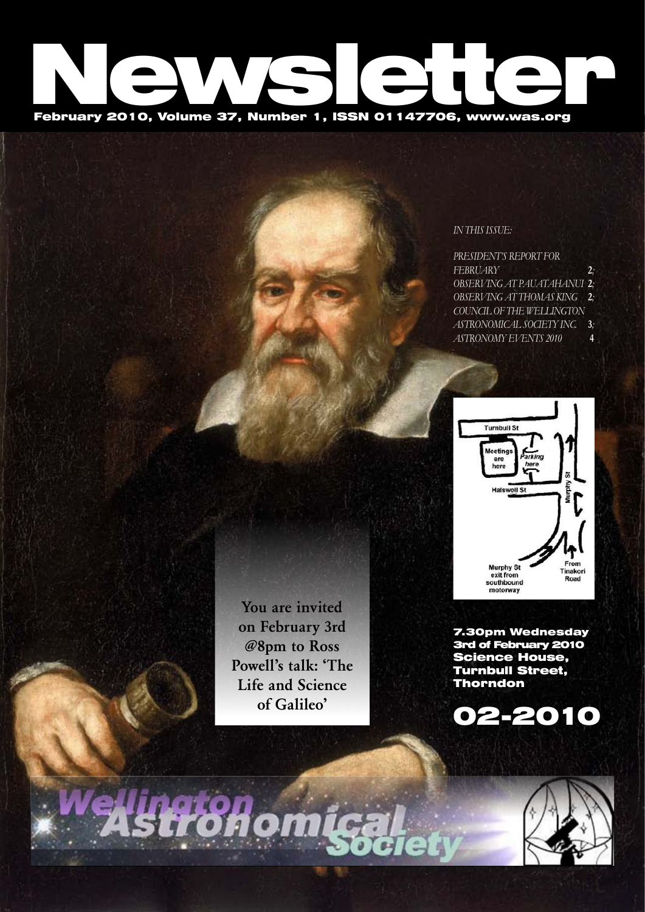# Newsletter

**February 2010, Volume 37, Number 1, ISSN 01147706, www.was.org**

*IN THIS ISSUE:*

*PRESIDENT'S REPORT FOR FEBRUARY* 2;
*OBSERVING AT PAUATAHANUI* 2;
*OBSERVING AT THOMAS KING* 2;
*COUNCIL OF THE WELLINGTON ASTRONOMICAL SOCIETY INC.* 3;
*ASTRONOMY EVENTS 2010* 4

Turnbull St
Meetings are here
Parking here
Halswell St
Murphy St
Murphy St exit from southbound motorway
From Tinakori Road

**You are invited on February 3rd @8pm to Ross Powell's talk: 'The Life and Science of Galileo'**

**7.30pm Wednesday 3rd of February 2010**
**Science House, Turnbull Street, Thorndon**

**02-2010**

**Wellington Astronomical Society**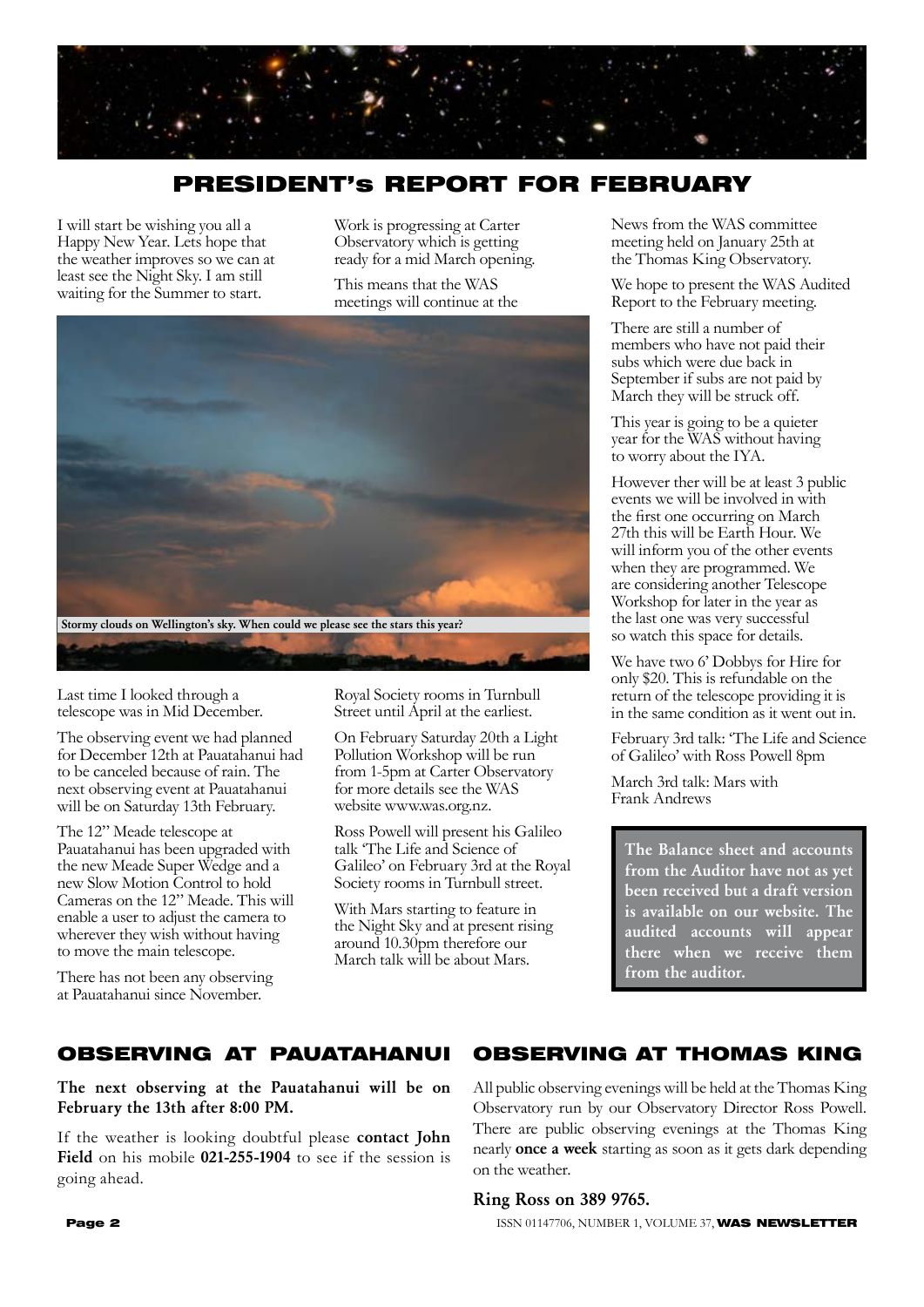# PRESIDENT's REPORT FOR FEBRUARY

I will start be wishing you all a Happy New Year. Lets hope that the weather improves so we can at least see the Night Sky. I am still waiting for the Summer to start.

Last time I looked through a telescope was in Mid December.

The observing event we had planned for December 12th at Pauatahanui had to be canceled because of rain. The next observing event at Pauatahanui will be on Saturday 13th February.

The 12" Meade telescope at Pauatahanui has been upgraded with the new Meade Super Wedge and a new Slow Motion Control to hold Cameras on the 12" Meade. This will enable a user to adjust the camera to wherever they wish without having to move the main telescope.

There has not been any observing at Pauatahanui since November.

Work is progressing at Carter Observatory which is getting ready for a mid March opening.

This means that the WAS meetings will continue at the Royal Society rooms in Turnbull Street until April at the earliest.

Stormy clouds on Wellington's sky. When could we please see the stars this year?

On February Saturday 20th a Light Pollution Workshop will be run from 1-5pm at Carter Observatory for more details see the WAS website www.was.org.nz.

Ross Powell will present his Galileo talk 'The Life and Science of Galileo' on February 3rd at the Royal Society rooms in Turnbull street.

With Mars starting to feature in the Night Sky and at present rising around 10.30pm therefore our March talk will be about Mars.

News from the WAS committee meeting held on January 25th at the Thomas King Observatory.

We hope to present the WAS Audited Report to the February meeting.

There are still a number of members who have not paid their subs which were due back in September if subs are not paid by March they will be struck off.

This year is going to be a quieter year for the WAS without having to worry about the IYA.

However ther will be at least 3 public events we will be involved in with the first one occurring on March 27th this will be Earth Hour. We will inform you of the other events when they are programmed. We are considering another Telescope Workshop for later in the year as the last one was very successful so watch this space for details.

We have two 6' Dobbys for Hire for only $20. This is refundable on the return of the telescope providing it is in the same condition as it went out in.

February 3rd talk: 'The Life and Science of Galileo' with Ross Powell 8pm

March 3rd talk: Mars with Frank Andrews

**The Balance sheet and accounts from the Auditor have not as yet been received but a draft version is available on our website. The audited accounts will appear there when we receive them from the auditor.**

## OBSERVING AT PAUATAHANUI

**The next observing at the Pauatahanui will be on February the 13th after 8:00 PM.**

If the weather is looking doubtful please **contact John Field** on his mobile **021-255-1904** to see if the session is going ahead.

## OBSERVING AT THOMAS KING

All public observing evenings will be held at the Thomas King Observatory run by our Observatory Director Ross Powell. There are public observing evenings at the Thomas King nearly **once a week** starting as soon as it gets dark depending on the weather.

**Ring Ross on 389 9765.**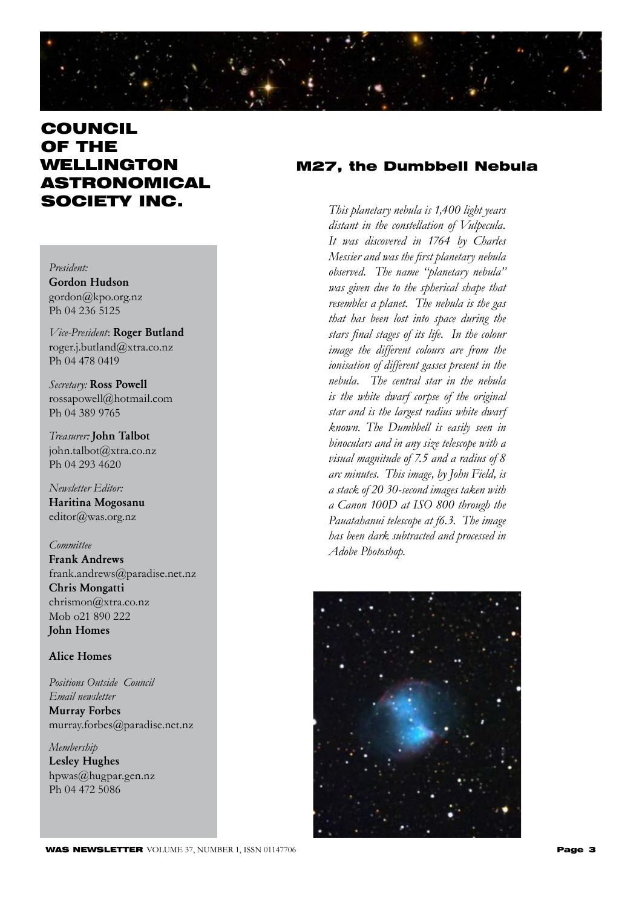# COUNCIL OF THE WELLINGTON ASTRONOMICAL SOCIETY INC.

*President:*
**Gordon Hudson**
gordon@kpo.org.nz
Ph 04 236 5125

*Vice-President*: **Roger Butland**
roger.j.butland@xtra.co.nz
Ph 04 478 0419

*Secretary:* **Ross Powell**
rossapowell@hotmail.com
Ph 04 389 9765

*Treasurer:* **John Talbot**
john.talbot@xtra.co.nz
Ph 04 293 4620

*Newsletter Editor:*
**Haritina Mogosanu**
editor@was.org.nz

*Committee*
**Frank Andrews**
frank.andrews@paradise.net.nz
**Chris Mongatti**
chrismon@xtra.co.nz
Mob o21 890 222
**John Homes**

**Alice Homes**

*Positions Outside Council*
*Email newsletter*
**Murray Forbes**
murray.forbes@paradise.net.nz

*Membership*
**Lesley Hughes**
hpwas@hugpar.gen.nz
Ph 04 472 5086

## M27, the Dumbbell Nebula

*This planetary nebula is 1,400 light years distant in the constellation of Vulpecula. It was discovered in 1764 by Charles Messier and was the first planetary nebula observed. The name "planetary nebula" was given due to the spherical shape that resembles a planet. The nebula is the gas that has been lost into space during the stars final stages of its life. In the colour image the different colours are from the ionisation of different gasses present in the nebula. The central star in the nebula is the white dwarf corpse of the original star and is the largest radius white dwarf known. The Dumbbell is easily seen in binoculars and in any size telescope with a visual magnitude of 7.5 and a radius of 8 arc minutes. This image, by John Field, is a stack of 20 30-second images taken with a Canon 100D at ISO 800 through the Pauatahanui telescope at f6.3. The image has been dark subtracted and processed in Adobe Photoshop.*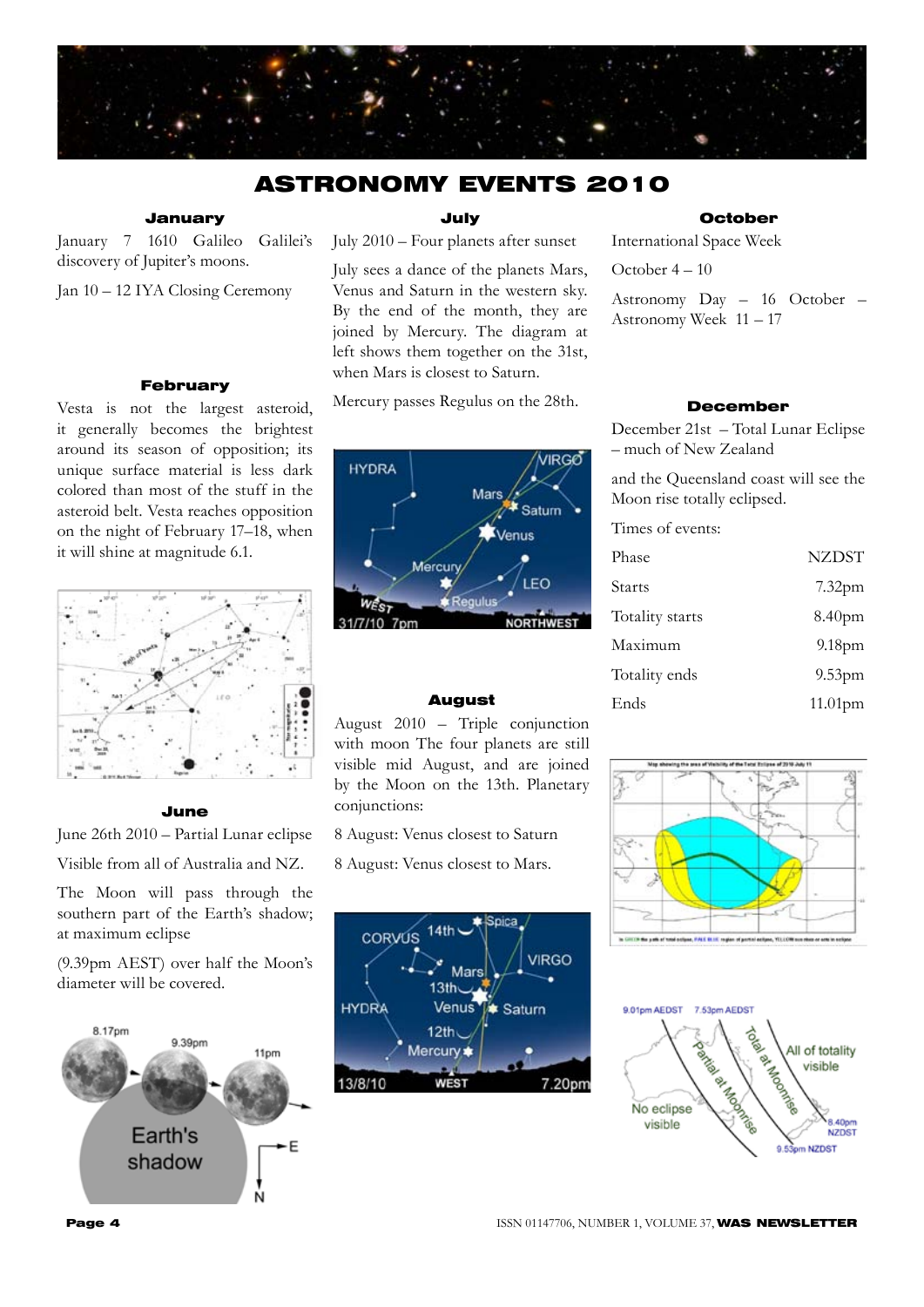# ASTRONOMY EVENTS 2010

### January

January 7 1610 Galileo Galilei's discovery of Jupiter's moons.

Jan 10 – 12 IYA Closing Ceremony

### February

Vesta is not the largest asteroid, it generally becomes the brightest around its season of opposition; its unique surface material is less dark colored than most of the stuff in the asteroid belt. Vesta reaches opposition on the night of February 17–18, when it will shine at magnitude 6.1.

### June

June 26th 2010 – Partial Lunar eclipse

Visible from all of Australia and NZ.

The Moon will pass through the southern part of the Earth's shadow; at maximum eclipse

(9.39pm AEST) over half the Moon's diameter will be covered.

### July

July 2010 – Four planets after sunset

July sees a dance of the planets Mars, Venus and Saturn in the western sky. By the end of the month, they are joined by Mercury. The diagram at left shows them together on the 31st, when Mars is closest to Saturn.

Mercury passes Regulus on the 28th.

### August

August 2010 – Triple conjunction with moon The four planets are still visible mid August, and are joined by the Moon on the 13th. Planetary conjunctions:

8 August: Venus closest to Saturn

8 August: Venus closest to Mars.

### October

International Space Week

October 4 – 10

Astronomy Day – 16 October – Astronomy Week 11 – 17

### December

December 21st – Total Lunar Eclipse – much of New Zealand

and the Queensland coast will see the Moon rise totally eclipsed.

Times of events:

| Phase | NZDST |
|---|---|
| Starts | 7.32pm |
| Totality starts | 8.40pm |
| Maximum | 9.18pm |
| Totality ends | 9.53pm |
| Ends | 11.01pm |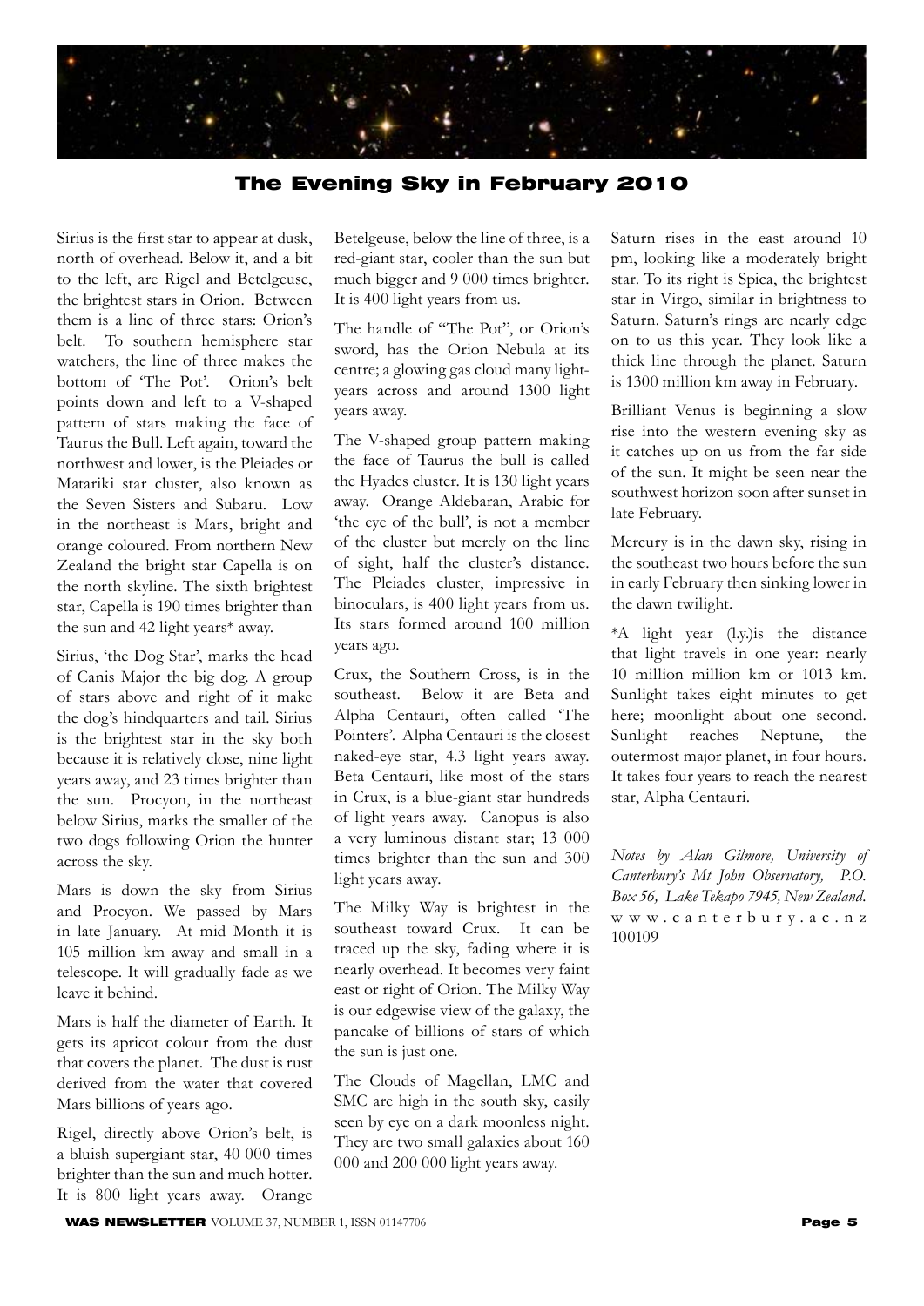# The Evening Sky in February 2010

Sirius is the first star to appear at dusk, north of overhead. Below it, and a bit to the left, are Rigel and Betelgeuse, the brightest stars in Orion. Between them is a line of three stars: Orion's belt. To southern hemisphere star watchers, the line of three makes the bottom of 'The Pot'. Orion's belt points down and left to a V-shaped pattern of stars making the face of Taurus the Bull. Left again, toward the northwest and lower, is the Pleiades or Matariki star cluster, also known as the Seven Sisters and Subaru. Low in the northeast is Mars, bright and orange coloured. From northern New Zealand the bright star Capella is on the north skyline. The sixth brightest star, Capella is 190 times brighter than the sun and 42 light years* away.

Sirius, 'the Dog Star', marks the head of Canis Major the big dog. A group of stars above and right of it make the dog's hindquarters and tail. Sirius is the brightest star in the sky both because it is relatively close, nine light years away, and 23 times brighter than the sun. Procyon, in the northeast below Sirius, marks the smaller of the two dogs following Orion the hunter across the sky.

Mars is down the sky from Sirius and Procyon. We passed by Mars in late January. At mid Month it is 105 million km away and small in a telescope. It will gradually fade as we leave it behind.

Mars is half the diameter of Earth. It gets its apricot colour from the dust that covers the planet. The dust is rust derived from the water that covered Mars billions of years ago.

Rigel, directly above Orion's belt, is a bluish supergiant star, 40 000 times brighter than the sun and much hotter. It is 800 light years away. Orange Betelgeuse, below the line of three, is a red-giant star, cooler than the sun but much bigger and 9 000 times brighter. It is 400 light years from us.

The handle of "The Pot", or Orion's sword, has the Orion Nebula at its centre; a glowing gas cloud many light-years across and around 1300 light years away.

The V-shaped group pattern making the face of Taurus the bull is called the Hyades cluster. It is 130 light years away. Orange Aldebaran, Arabic for 'the eye of the bull', is not a member of the cluster but merely on the line of sight, half the cluster's distance. The Pleiades cluster, impressive in binoculars, is 400 light years from us. Its stars formed around 100 million years ago.

Crux, the Southern Cross, is in the southeast. Below it are Beta and Alpha Centauri, often called 'The Pointers'. Alpha Centauri is the closest naked-eye star, 4.3 light years away. Beta Centauri, like most of the stars in Crux, is a blue-giant star hundreds of light years away. Canopus is also a very luminous distant star; 13 000 times brighter than the sun and 300 light years away.

The Milky Way is brightest in the southeast toward Crux. It can be traced up the sky, fading where it is nearly overhead. It becomes very faint east or right of Orion. The Milky Way is our edgewise view of the galaxy, the pancake of billions of stars of which the sun is just one.

The Clouds of Magellan, LMC and SMC are high in the south sky, easily seen by eye on a dark moonless night. They are two small galaxies about 160 000 and 200 000 light years away.

Saturn rises in the east around 10 pm, looking like a moderately bright star. To its right is Spica, the brightest star in Virgo, similar in brightness to Saturn. Saturn's rings are nearly edge on to us this year. They look like a thick line through the planet. Saturn is 1300 million km away in February.

Brilliant Venus is beginning a slow rise into the western evening sky as it catches up on us from the far side of the sun. It might be seen near the southwest horizon soon after sunset in late February.

Mercury is in the dawn sky, rising in the southeast two hours before the sun in early February then sinking lower in the dawn twilight.

*A light year (l.y.)is the distance that light travels in one year: nearly 10 million million km or 1013 km. Sunlight takes eight minutes to get here; moonlight about one second. Sunlight reaches Neptune, the outermost major planet, in four hours. It takes four years to reach the nearest star, Alpha Centauri.

*Notes by Alan Gilmore, University of Canterbury's Mt John Observatory, P.O. Box 56, Lake Tekapo 7945, New Zealand.*
www.canterbury.ac.nz
100109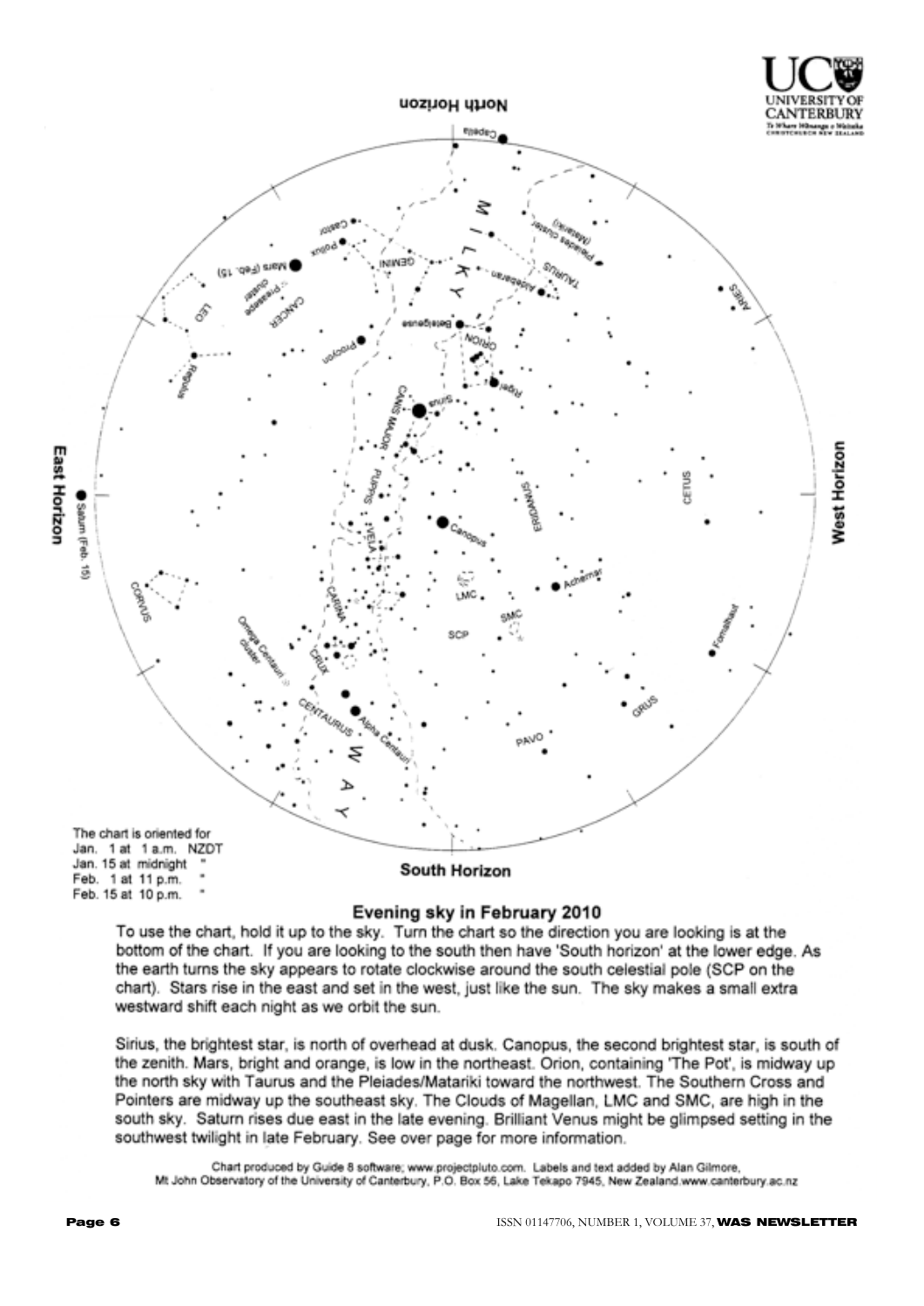North Horizon

East Horizon

West Horizon

South Horizon

Capella
Castor
Pollux
Mars (Feb. 15)
GEMINI
Praesepe cluster
CANCER
LEO
Regulus
Pleiades cluster (Matariki)
TAURUS
Aldebaran
ARIES
Betelgeuse
ORION
Procyon
Rigel
Sirius
CANIS MAJOR
M I L K Y
PUPPIS
ERIDANUS
CETUS
Saturn (Feb. 15)
VELA
Canopus
CORVUS
CARINA
LMC
Achernar
SMC
SCP
Fomalhaut
Omega Centauri cluster
CRUX
CENTAURUS
Alpha Centauri
W A Y
GRUS
PAVO

The chart is oriented for
Jan. 1 at 1 a.m. NZDT
Jan. 15 at midnight "
Feb. 1 at 11 p.m. "
Feb. 15 at 10 p.m. "

## Evening sky in February 2010

To use the chart, hold it up to the sky. Turn the chart so the direction you are looking is at the bottom of the chart. If you are looking to the south then have 'South horizon' at the lower edge. As the earth turns the sky appears to rotate clockwise around the south celestial pole (SCP on the chart). Stars rise in the east and set in the west, just like the sun. The sky makes a small extra westward shift each night as we orbit the sun.

Sirius, the brightest star, is north of overhead at dusk. Canopus, the second brightest star, is south of the zenith. Mars, bright and orange, is low in the northeast. Orion, containing 'The Pot', is midway up the north sky with Taurus and the Pleiades/Matariki toward the northwest. The Southern Cross and Pointers are midway up the southeast sky. The Clouds of Magellan, LMC and SMC, are high in the south sky. Saturn rises due east in the late evening. Brilliant Venus might be glimpsed setting in the southwest twilight in late February. See over page for more information.

Chart produced by Guide 8 software; www.projectpluto.com. Labels and text added by Alan Gilmore, Mt John Observatory of the University of Canterbury, P.O. Box 56, Lake Tekapo 7945, New Zealand.www.canterbury.ac.nz